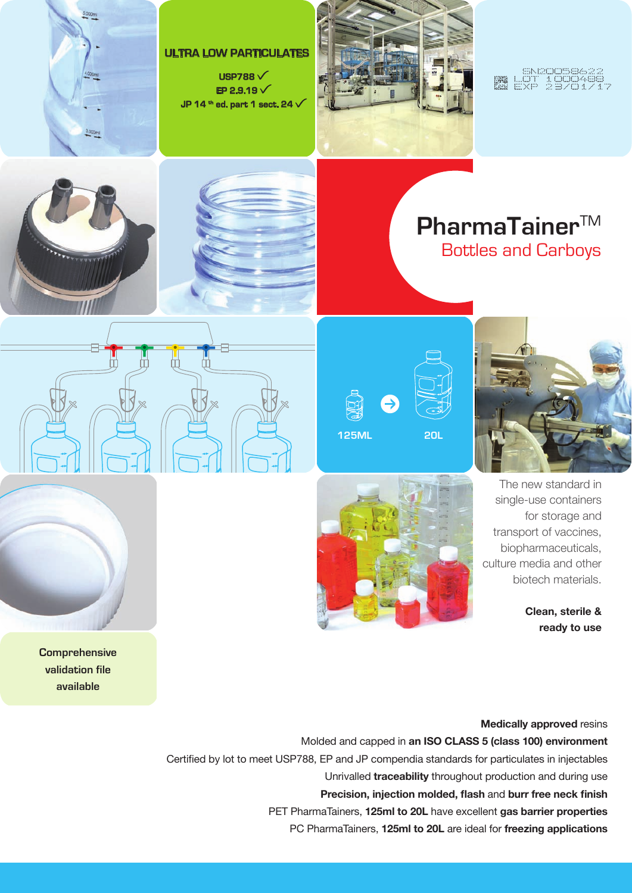# PharmaTainer™

## Bottles and Carboys

**ULTRA LOW PARTICULATES**

USP788 ✓
EP 2.9.19 ✓
JP 14 th ed. part 1 sect. 24 ✓

SN20058622
LOT 1000488
EXP 23/01/17

125ML → 20L

The new standard in single-use containers for storage and transport of vaccines, biopharmaceuticals, culture media and other biotech materials.

**Clean, sterile & ready to use**

**Comprehensive validation file available**

**Medically approved** resins

Molded and capped in **an ISO CLASS 5 (class 100) environment**

Certified by lot to meet USP788, EP and JP compendia standards for particulates in injectables

Unrivalled **traceability** throughout production and during use

**Precision, injection molded, flash** and **burr free neck finish**

PET PharmaTainers, **125ml to 20L** have excellent **gas barrier properties**

PC PharmaTainers, **125ml to 20L** are ideal for **freezing applications**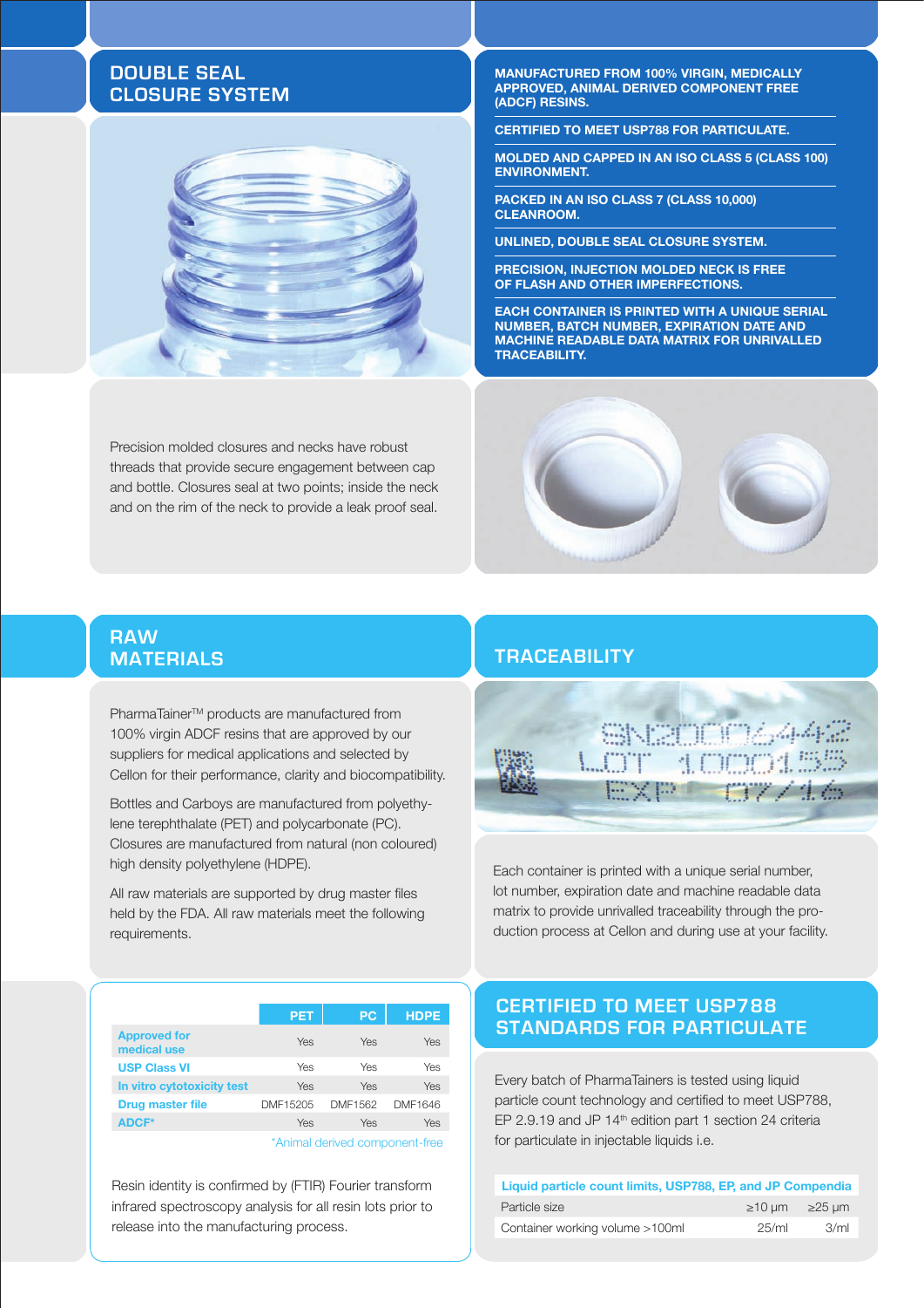## DOUBLE SEAL CLOSURE SYSTEM

**MANUFACTURED FROM 100% VIRGIN, MEDICALLY APPROVED, ANIMAL DERIVED COMPONENT FREE (ADCF) RESINS.**

**CERTIFIED TO MEET USP788 FOR PARTICULATE.**

**MOLDED AND CAPPED IN AN ISO CLASS 5 (CLASS 100) ENVIRONMENT.**

**PACKED IN AN ISO CLASS 7 (CLASS 10,000) CLEANROOM.**

**UNLINED, DOUBLE SEAL CLOSURE SYSTEM.**

**PRECISION, INJECTION MOLDED NECK IS FREE OF FLASH AND OTHER IMPERFECTIONS.**

**EACH CONTAINER IS PRINTED WITH A UNIQUE SERIAL NUMBER, BATCH NUMBER, EXPIRATION DATE AND MACHINE READABLE DATA MATRIX FOR UNRIVALLED TRACEABILITY.**

Precision molded closures and necks have robust threads that provide secure engagement between cap and bottle. Closures seal at two points; inside the neck and on the rim of the neck to provide a leak proof seal.

## RAW MATERIALS

PharmaTainer™ products are manufactured from 100% virgin ADCF resins that are approved by our suppliers for medical applications and selected by Cellon for their performance, clarity and biocompatibility.

Bottles and Carboys are manufactured from polyethylene terephthalate (PET) and polycarbonate (PC). Closures are manufactured from natural (non coloured) high density polyethylene (HDPE).

All raw materials are supported by drug master files held by the FDA. All raw materials meet the following requirements.

| | PET | PC | HDPE |
|---|---|---|---|
| Approved for medical use | Yes | Yes | Yes |
| USP Class VI | Yes | Yes | Yes |
| In vitro cytotoxicity test | Yes | Yes | Yes |
| Drug master file | DMF15205 | DMF1562 | DMF1646 |
| ADCF* | Yes | Yes | Yes |

*Animal derived component-free

Resin identity is confirmed by (FTIR) Fourier transform infrared spectroscopy analysis for all resin lots prior to release into the manufacturing process.

## TRACEABILITY

Each container is printed with a unique serial number, lot number, expiration date and machine readable data matrix to provide unrivalled traceability through the production process at Cellon and during use at your facility.

## CERTIFIED TO MEET USP788 STANDARDS FOR PARTICULATE

Every batch of PharmaTainers is tested using liquid particle count technology and certified to meet USP788, EP 2.9.19 and JP 14th edition part 1 section 24 criteria for particulate in injectable liquids i.e.

| Liquid particle count limits, USP788, EP, and JP Compendia | | |
|---|---|---|
| Particle size | ≥10 µm | ≥25 µm |
| Container working volume >100ml | 25/ml | 3/ml |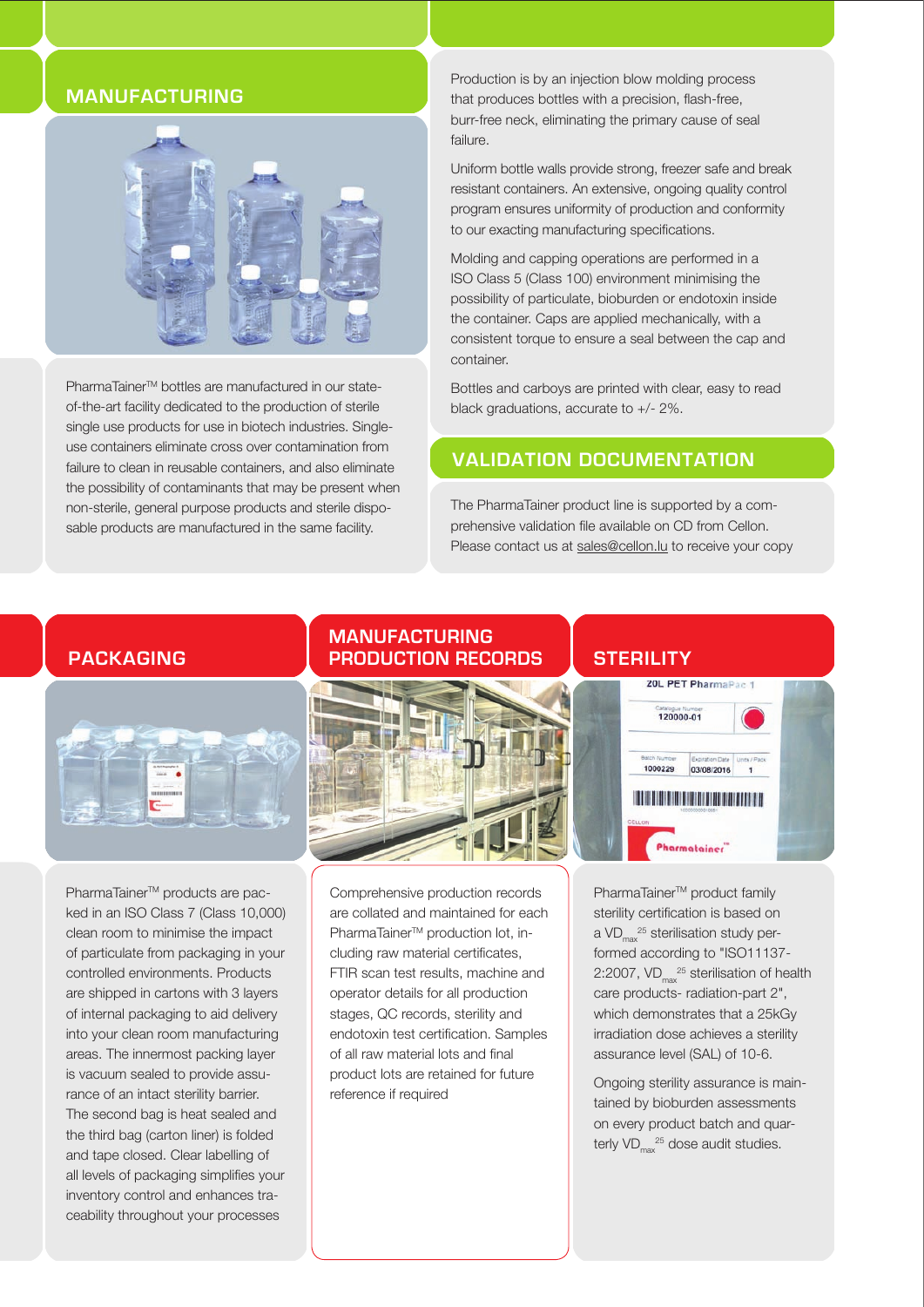## MANUFACTURING

PharmaTainer™ bottles are manufactured in our state-of-the-art facility dedicated to the production of sterile single use products for use in biotech industries. Single-use containers eliminate cross over contamination from failure to clean in reusable containers, and also eliminate the possibility of contaminants that may be present when non-sterile, general purpose products and sterile disposable products are manufactured in the same facility.

Production is by an injection blow molding process that produces bottles with a precision, flash-free, burr-free neck, eliminating the primary cause of seal failure.

Uniform bottle walls provide strong, freezer safe and break resistant containers. An extensive, ongoing quality control program ensures uniformity of production and conformity to our exacting manufacturing specifications.

Molding and capping operations are performed in a ISO Class 5 (Class 100) environment minimising the possibility of particulate, bioburden or endotoxin inside the container. Caps are applied mechanically, with a consistent torque to ensure a seal between the cap and container.

Bottles and carboys are printed with clear, easy to read black graduations, accurate to +/- 2%.

## VALIDATION DOCUMENTATION

The PharmaTainer product line is supported by a comprehensive validation file available on CD from Cellon. Please contact us at sales@cellon.lu to receive your copy

## PACKAGING

PharmaTainer™ products are packed in an ISO Class 7 (Class 10,000) clean room to minimise the impact of particulate from packaging in your controlled environments. Products are shipped in cartons with 3 layers of internal packaging to aid delivery into your clean room manufacturing areas. The innermost packing layer is vacuum sealed to provide assurance of an intact sterility barrier. The second bag is heat sealed and the third bag (carton liner) is folded and tape closed. Clear labelling of all levels of packaging simplifies your inventory control and enhances traceability throughout your processes

## MANUFACTURING PRODUCTION RECORDS

Comprehensive production records are collated and maintained for each PharmaTainer™ production lot, including raw material certificates, FTIR scan test results, machine and operator details for all production stages, QC records, sterility and endotoxin test certification. Samples of all raw material lots and final product lots are retained for future reference if required

## STERILITY

PharmaTainer™ product family sterility certification is based on a $VD_{max}^{25}$ sterilisation study performed according to "ISO11137-2:2007, $VD_{max}^{25}$ sterilisation of health care products- radiation-part 2", which demonstrates that a 25kGy irradiation dose achieves a sterility assurance level (SAL) of 10-6.

Ongoing sterility assurance is maintained by bioburden assessments on every product batch and quarterly $VD_{max}^{25}$ dose audit studies.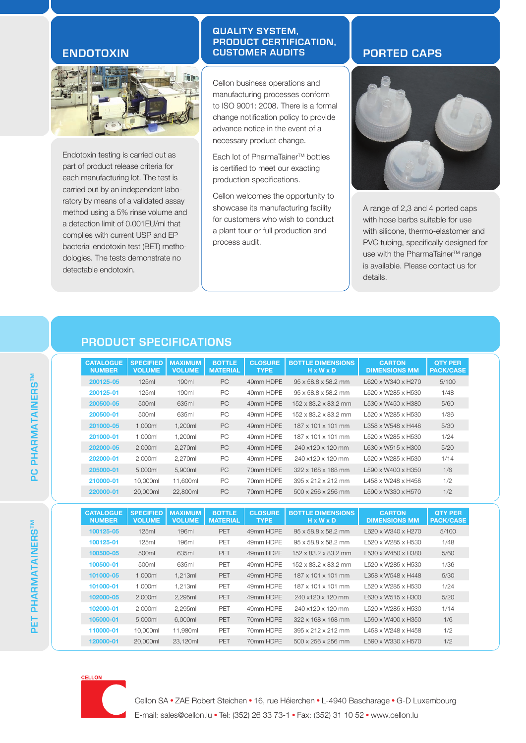## ENDOTOXIN

Endotoxin testing is carried out as part of product release criteria for each manufacturing lot. The test is carried out by an independent laboratory by means of a validated assay method using a 5% rinse volume and a detection limit of 0.001EU/ml that complies with current USP and EP bacterial endotoxin test (BET) methodologies. The tests demonstrate no detectable endotoxin.

## QUALITY SYSTEM, PRODUCT CERTIFICATION, CUSTOMER AUDITS

Cellon business operations and manufacturing processes conform to ISO 9001: 2008. There is a formal change notification policy to provide advance notice in the event of a necessary product change.

Each lot of PharmaTainer™ bottles is certified to meet our exacting production specifications.

Cellon welcomes the opportunity to showcase its manufacturing facility for customers who wish to conduct a plant tour or full production and process audit.

## PORTED CAPS

A range of 2,3 and 4 ported caps with hose barbs suitable for use with silicone, thermo-elastomer and PVC tubing, specifically designed for use with the PharmaTainer™ range is available. Please contact us for details.

## PRODUCT SPECIFICATIONS

### PC PHARMATAINERS™

| CATALOGUE NUMBER | SPECIFIED VOLUME | MAXIMUM VOLUME | BOTTLE MATERIAL | CLOSURE TYPE | BOTTLE DIMENSIONS H x W x D | CARTON DIMENSIONS MM | QTY PER PACK/CASE |
|---|---|---|---|---|---|---|---|
| 200125-05 | 125ml | 190ml | PC | 49mm HDPE | 95 x 58.8 x 58.2 mm | L620 x W340 x H270 | 5/100 |
| 200125-01 | 125ml | 190ml | PC | 49mm HDPE | 95 x 58.8 x 58.2 mm | L520 x W285 x H530 | 1/48 |
| 200500-05 | 500ml | 635ml | PC | 49mm HDPE | 152 x 83.2 x 83.2 mm | L530 x W450 x H380 | 5/60 |
| 200500-01 | 500ml | 635ml | PC | 49mm HDPE | 152 x 83.2 x 83.2 mm | L520 x W285 x H530 | 1/36 |
| 201000-05 | 1,000ml | 1,200ml | PC | 49mm HDPE | 187 x 101 x 101 mm | L358 x W548 x H448 | 5/30 |
| 201000-01 | 1,000ml | 1,200ml | PC | 49mm HDPE | 187 x 101 x 101 mm | L520 x W285 x H530 | 1/24 |
| 202000-05 | 2,000ml | 2,270ml | PC | 49mm HDPE | 240 x120 x 120 mm | L630 x W515 x H300 | 5/20 |
| 202000-01 | 2,000ml | 2,270ml | PC | 49mm HDPE | 240 x120 x 120 mm | L520 x W285 x H530 | 1/14 |
| 205000-01 | 5,000ml | 5,900ml | PC | 70mm HDPE | 322 x 168 x 168 mm | L590 x W400 x H350 | 1/6 |
| 210000-01 | 10,000ml | 11,600ml | PC | 70mm HDPE | 395 x 212 x 212 mm | L458 x W248 x H458 | 1/2 |
| 220000-01 | 20,000ml | 22,800ml | PC | 70mm HDPE | 500 x 256 x 256 mm | L590 x W330 x H570 | 1/2 |

### PET PHARMATAINERS™

| CATALOGUE NUMBER | SPECIFIED VOLUME | MAXIMUM VOLUME | BOTTLE MATERIAL | CLOSURE TYPE | BOTTLE DIMENSIONS H x W x D | CARTON DIMENSIONS MM | QTY PER PACK/CASE |
|---|---|---|---|---|---|---|---|
| 100125-05 | 125ml | 196ml | PET | 49mm HDPE | 95 x 58.8 x 58.2 mm | L620 x W340 x H270 | 5/100 |
| 100125-01 | 125ml | 196ml | PET | 49mm HDPE | 95 x 58.8 x 58.2 mm | L520 x W285 x H530 | 1/48 |
| 100500-05 | 500ml | 635ml | PET | 49mm HDPE | 152 x 83.2 x 83.2 mm | L530 x W450 x H380 | 5/60 |
| 100500-01 | 500ml | 635ml | PET | 49mm HDPE | 152 x 83.2 x 83.2 mm | L520 x W285 x H530 | 1/36 |
| 101000-05 | 1,000ml | 1,213ml | PET | 49mm HDPE | 187 x 101 x 101 mm | L358 x W548 x H448 | 5/30 |
| 101000-01 | 1,000ml | 1,213ml | PET | 49mm HDPE | 187 x 101 x 101 mm | L520 x W285 x H530 | 1/24 |
| 102000-05 | 2,000ml | 2,295ml | PET | 49mm HDPE | 240 x120 x 120 mm | L630 x W515 x H300 | 5/20 |
| 102000-01 | 2,000ml | 2,295ml | PET | 49mm HDPE | 240 x120 x 120 mm | L520 x W285 x H530 | 1/14 |
| 105000-01 | 5,000ml | 6,000ml | PET | 70mm HDPE | 322 x 168 x 168 mm | L590 x W400 x H350 | 1/6 |
| 110000-01 | 10,000ml | 11,980ml | PET | 70mm HDPE | 395 x 212 x 212 mm | L458 x W248 x H458 | 1/2 |
| 120000-01 | 20,000ml | 23,120ml | PET | 70mm HDPE | 500 x 256 x 256 mm | L590 x W330 x H570 | 1/2 |

CELLON

Cellon SA • ZAE Robert Steichen • 16, rue Héierchen • L-4940 Bascharage • G-D Luxembourg
E-mail: sales@cellon.lu • Tel: (352) 26 33 73-1 • Fax: (352) 31 10 52 • www.cellon.lu